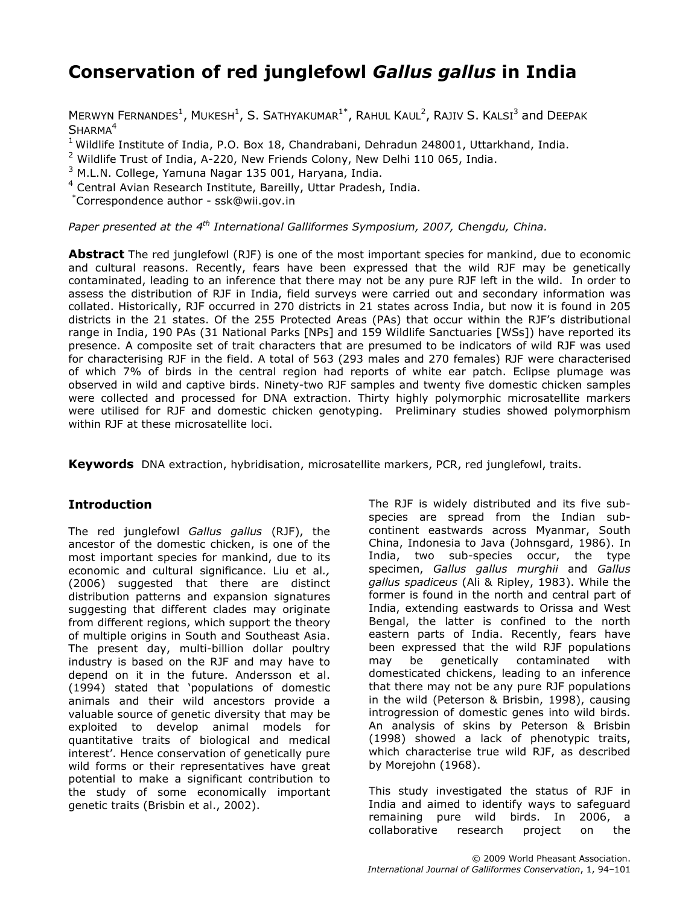# Conservation of red junglefowl *Gallus gallus* in India

MERWYN FERNANDES[1], MUKESH[1], S. SATHYAKUMAR[1*], RAHUL KAUL[2], RAJIV S. KALSI[3] and DEEPAK SHARMA[4]

[1] Wildlife Institute of India, P.O. Box 18, Chandrabani, Dehradun 248001, Uttarkhand, India.
[2] Wildlife Trust of India, A-220, New Friends Colony, New Delhi 110 065, India.
[3] M.L.N. College, Yamuna Nagar 135 001, Haryana, India.
[4] Central Avian Research Institute, Bareilly, Uttar Pradesh, India.
[*]Correspondence author - ssk@wii.gov.in

*Paper presented at the 4th International Galliformes Symposium, 2007, Chengdu, China.*

**Abstract** The red junglefowl (RJF) is one of the most important species for mankind, due to economic and cultural reasons. Recently, fears have been expressed that the wild RJF may be genetically contaminated, leading to an inference that there may not be any pure RJF left in the wild. In order to assess the distribution of RJF in India, field surveys were carried out and secondary information was collated. Historically, RJF occurred in 270 districts in 21 states across India, but now it is found in 205 districts in the 21 states. Of the 255 Protected Areas (PAs) that occur within the RJF's distributional range in India, 190 PAs (31 National Parks [NPs] and 159 Wildlife Sanctuaries [WSs]) have reported its presence. A composite set of trait characters that are presumed to be indicators of wild RJF was used for characterising RJF in the field. A total of 563 (293 males and 270 females) RJF were characterised of which 7% of birds in the central region had reports of white ear patch. Eclipse plumage was observed in wild and captive birds. Ninety-two RJF samples and twenty five domestic chicken samples were collected and processed for DNA extraction. Thirty highly polymorphic microsatellite markers were utilised for RJF and domestic chicken genotyping. Preliminary studies showed polymorphism within RJF at these microsatellite loci.

**Keywords** DNA extraction, hybridisation, microsatellite markers, PCR, red junglefowl, traits.

## Introduction

The red junglefowl *Gallus gallus* (RJF), the ancestor of the domestic chicken, is one of the most important species for mankind, due to its economic and cultural significance. Liu et al*.,* (2006) suggested that there are distinct distribution patterns and expansion signatures suggesting that different clades may originate from different regions, which support the theory of multiple origins in South and Southeast Asia. The present day, multi-billion dollar poultry industry is based on the RJF and may have to depend on it in the future. Andersson et al. (1994) stated that 'populations of domestic animals and their wild ancestors provide a valuable source of genetic diversity that may be exploited to develop animal models for quantitative traits of biological and medical interest'. Hence conservation of genetically pure wild forms or their representatives have great potential to make a significant contribution to the study of some economically important genetic traits (Brisbin et al., 2002).

The RJF is widely distributed and its five sub-species are spread from the Indian sub-continent eastwards across Myanmar, South China, Indonesia to Java (Johnsgard, 1986). In India, two sub-species occur, the type specimen, *Gallus gallus murghii* and *Gallus gallus spadiceus* (Ali & Ripley, 1983). While the former is found in the north and central part of India, extending eastwards to Orissa and West Bengal, the latter is confined to the north eastern parts of India. Recently, fears have been expressed that the wild RJF populations may be genetically contaminated with domesticated chickens, leading to an inference that there may not be any pure RJF populations in the wild (Peterson & Brisbin, 1998), causing introgression of domestic genes into wild birds. An analysis of skins by Peterson & Brisbin (1998) showed a lack of phenotypic traits, which characterise true wild RJF, as described by Morejohn (1968).

This study investigated the status of RJF in India and aimed to identify ways to safeguard remaining pure wild birds. In 2006, a collaborative research project on the

© 2009 World Pheasant Association.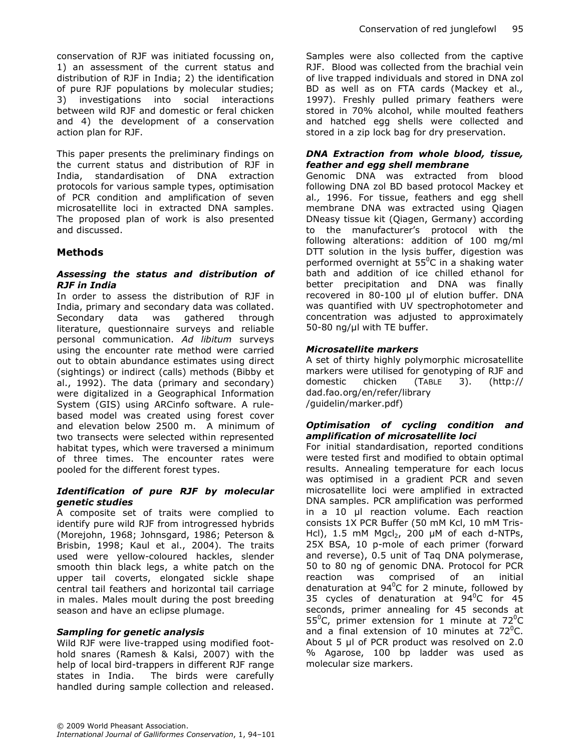conservation of RJF was initiated focussing on, 1) an assessment of the current status and distribution of RJF in India; 2) the identification of pure RJF populations by molecular studies; 3) investigations into social interactions between wild RJF and domestic or feral chicken and 4) the development of a conservation action plan for RJF.

This paper presents the preliminary findings on the current status and distribution of RJF in India, standardisation of DNA extraction protocols for various sample types, optimisation of PCR condition and amplification of seven microsatellite loci in extracted DNA samples. The proposed plan of work is also presented and discussed.

## Methods

### *Assessing the status and distribution of RJF in India*

In order to assess the distribution of RJF in India, primary and secondary data was collated. Secondary data was gathered through literature, questionnaire surveys and reliable personal communication. *Ad libitum* surveys using the encounter rate method were carried out to obtain abundance estimates using direct (sightings) or indirect (calls) methods (Bibby et al., 1992). The data (primary and secondary) were digitalized in a Geographical Information System (GIS) using ARCinfo software. A rule-based model was created using forest cover and elevation below 2500 m. A minimum of two transects were selected within represented habitat types, which were traversed a minimum of three times. The encounter rates were pooled for the different forest types.

### *Identification of pure RJF by molecular genetic studies*

A composite set of traits were complied to identify pure wild RJF from introgressed hybrids (Morejohn, 1968; Johnsgard, 1986; Peterson & Brisbin, 1998; Kaul et al., 2004). The traits used were yellow-coloured hackles, slender smooth thin black legs, a white patch on the upper tail coverts, elongated sickle shape central tail feathers and horizontal tail carriage in males. Males moult during the post breeding season and have an eclipse plumage.

### *Sampling for genetic analysis*

Wild RJF were live-trapped using modified foot-hold snares (Ramesh & Kalsi, 2007) with the help of local bird-trappers in different RJF range states in India. The birds were carefully handled during sample collection and released. Samples were also collected from the captive RJF. Blood was collected from the brachial vein of live trapped individuals and stored in DNA zol BD as well as on FTA cards (Mackey et al*.,* 1997). Freshly pulled primary feathers were stored in 70% alcohol, while moulted feathers and hatched egg shells were collected and stored in a zip lock bag for dry preservation.

### *DNA Extraction from whole blood, tissue, feather and egg shell membrane*

Genomic DNA was extracted from blood following DNA zol BD based protocol Mackey et al*.,* 1996. For tissue, feathers and egg shell membrane DNA was extracted using Qiagen DNeasy tissue kit (Qiagen, Germany) according to the manufacturer's protocol with the following alterations: addition of 100 mg/ml DTT solution in the lysis buffer, digestion was performed overnight at 55$^0$C in a shaking water bath and addition of ice chilled ethanol for better precipitation and DNA was finally recovered in 80-100 µl of elution buffer. DNA was quantified with UV spectrophotometer and concentration was adjusted to approximately 50-80 ng/µl with TE buffer.

### *Microsatellite markers*

A set of thirty highly polymorphic microsatellite markers were utilised for genotyping of RJF and domestic chicken (TABLE 3). (http:// dad.fao.org/en/refer/library /guidelin/marker.pdf)

### *Optimisation of cycling condition and amplification of microsatellite loci*

For initial standardisation, reported conditions were tested first and modified to obtain optimal results. Annealing temperature for each locus was optimised in a gradient PCR and seven microsatellite loci were amplified in extracted DNA samples. PCR amplification was performed in a 10 µl reaction volume. Each reaction consists 1X PCR Buffer (50 mM Kcl, 10 mM Tris-Hcl), 1.5 mM $Mgcl_2$, 200 µM of each d-NTPs, 25X BSA, 10 p-mole of each primer (forward and reverse), 0.5 unit of Taq DNA polymerase, 50 to 80 ng of genomic DNA. Protocol for PCR reaction was comprised of an initial denaturation at 94$^0$C for 2 minute, followed by 35 cycles of denaturation at 94$^0$C for 45 seconds, primer annealing for 45 seconds at 55$^0$C, primer extension for 1 minute at 72$^0$C and a final extension of 10 minutes at 72$^0$C. About 5 µl of PCR product was resolved on 2.0 % Agarose, 100 bp ladder was used as molecular size markers.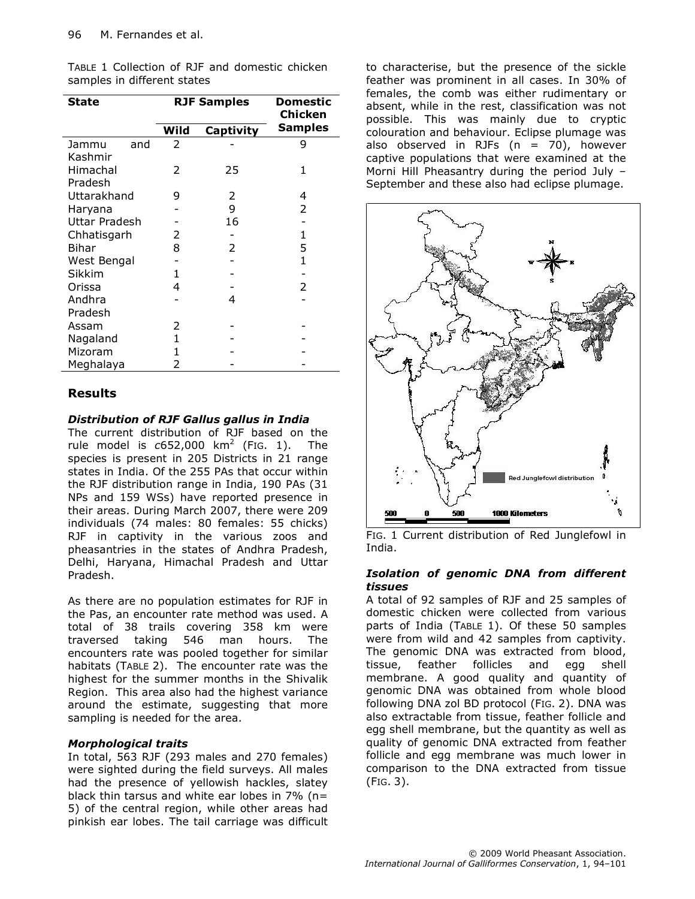TABLE 1 Collection of RJF and domestic chicken samples in different states

| State | RJF Samples | | Domestic Chicken Samples |
|---|---|---|---|
| | Wild | Captivity | |
| Jammu and Kashmir | 2 | - | 9 |
| Himachal Pradesh | 2 | 25 | 1 |
| Uttarakhand | 9 | 2 | 4 |
| Haryana | - | 9 | 2 |
| Uttar Pradesh | - | 16 | - |
| Chhatisgarh | 2 | - | 1 |
| Bihar | 8 | 2 | 5 |
| West Bengal | - | - | 1 |
| Sikkim | 1 | - | - |
| Orissa | 4 | - | 2 |
| Andhra Pradesh | - | 4 | - |
| Assam | 2 | - | - |
| Nagaland | 1 | - | - |
| Mizoram | 1 | - | - |
| Meghalaya | 2 | - | - |

## Results

### *Distribution of RJF Gallus gallus in India*

The current distribution of RJF based on the rule model is *c*652,000 km$^2$ (FIG. 1). The species is present in 205 Districts in 21 range states in India. Of the 255 PAs that occur within the RJF distribution range in India, 190 PAs (31 NPs and 159 WSs) have reported presence in their areas. During March 2007, there were 209 individuals (74 males: 80 females: 55 chicks) RJF in captivity in the various zoos and pheasantries in the states of Andhra Pradesh, Delhi, Haryana, Himachal Pradesh and Uttar Pradesh.

As there are no population estimates for RJF in the Pas, an encounter rate method was used. A total of 38 trails covering 358 km were traversed taking 546 man hours. The encounters rate was pooled together for similar habitats (TABLE 2). The encounter rate was the highest for the summer months in the Shivalik Region. This area also had the highest variance around the estimate, suggesting that more sampling is needed for the area.

### *Morphological traits*

In total, 563 RJF (293 males and 270 females) were sighted during the field surveys. All males had the presence of yellowish hackles, slatey black thin tarsus and white ear lobes in 7% (n= 5) of the central region, while other areas had pinkish ear lobes. The tail carriage was difficult to characterise, but the presence of the sickle feather was prominent in all cases. In 30% of females, the comb was either rudimentary or absent, while in the rest, classification was not possible. This was mainly due to cryptic colouration and behaviour. Eclipse plumage was also observed in RJFs (n = 70), however captive populations that were examined at the Morni Hill Pheasantry during the period July – September and these also had eclipse plumage.

FIG. 1 Current distribution of Red Junglefowl in India.

### *Isolation of genomic DNA from different tissues*

A total of 92 samples of RJF and 25 samples of domestic chicken were collected from various parts of India (TABLE 1). Of these 50 samples were from wild and 42 samples from captivity. The genomic DNA was extracted from blood, tissue, feather follicles and egg shell membrane. A good quality and quantity of genomic DNA was obtained from whole blood following DNA zol BD protocol (FIG. 2). DNA was also extractable from tissue, feather follicle and egg shell membrane, but the quantity as well as quality of genomic DNA extracted from feather follicle and egg membrane was much lower in comparison to the DNA extracted from tissue (FIG. 3).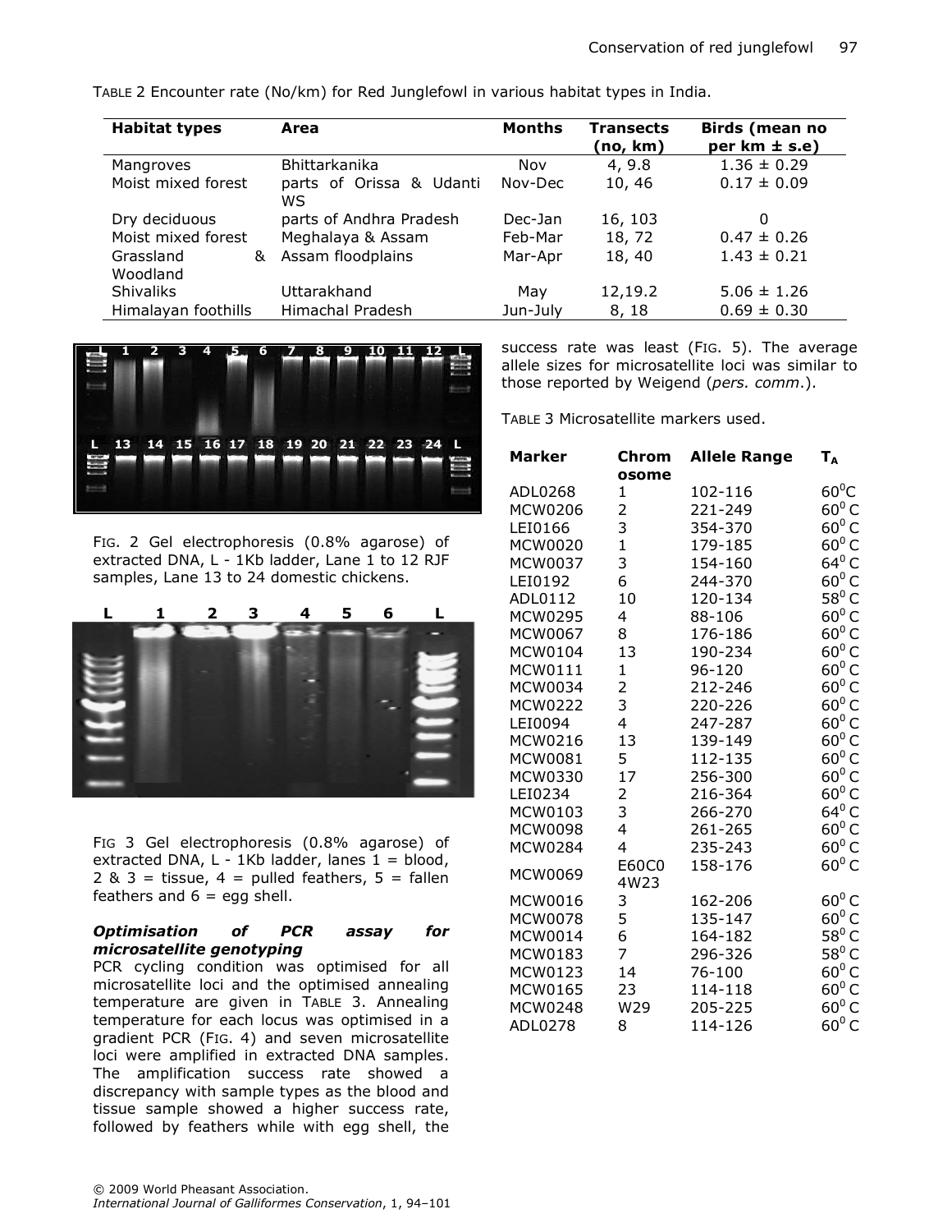TABLE 2 Encounter rate (No/km) for Red Junglefowl in various habitat types in India.

| Habitat types | Area | Months | Transects (no, km) | Birds (mean no per km ± s.e) |
|---|---|---|---|---|
| Mangroves | Bhittarkanika | Nov | 4, 9.8 | 1.36 ± 0.29 |
| Moist mixed forest | parts of Orissa & Udanti WS | Nov-Dec | 10, 46 | 0.17 ± 0.09 |
| Dry deciduous | parts of Andhra Pradesh | Dec-Jan | 16, 103 | 0 |
| Moist mixed forest | Meghalaya & Assam | Feb-Mar | 18, 72 | 0.47 ± 0.26 |
| Grassland & Woodland | Assam floodplains | Mar-Apr | 18, 40 | 1.43 ± 0.21 |
| Shivaliks | Uttarakhand | May | 12,19.2 | 5.06 ± 1.26 |
| Himalayan foothills | Himachal Pradesh | Jun-July | 8, 18 | 0.69 ± 0.30 |

FIG. 2 Gel electrophoresis (0.8% agarose) of extracted DNA, L - 1Kb ladder, Lane 1 to 12 RJF samples, Lane 13 to 24 domestic chickens.

FIG 3 Gel electrophoresis (0.8% agarose) of extracted DNA, L - 1Kb ladder, lanes 1 = blood, 2 & 3 = tissue, 4 = pulled feathers, 5 = fallen feathers and 6 = egg shell.

#### *Optimisation of PCR assay for microsatellite genotyping*

PCR cycling condition was optimised for all microsatellite loci and the optimised annealing temperature are given in TABLE 3. Annealing temperature for each locus was optimised in a gradient PCR (FIG. 4) and seven microsatellite loci were amplified in extracted DNA samples. The amplification success rate showed a discrepancy with sample types as the blood and tissue sample showed a higher success rate, followed by feathers while with egg shell, the success rate was least (FIG. 5). The average allele sizes for microsatellite loci was similar to those reported by Weigend (*pers. comm*.).

TABLE 3 Microsatellite markers used.

| Marker | Chromosome | Allele Range | $T_A$ |
|---|---|---|---|
| ADL0268 | 1 | 102-116 | $60^0$C |
| MCW0206 | 2 | 221-249 | $60^0$ C |
| LEI0166 | 3 | 354-370 | $60^0$ C |
| MCW0020 | 1 | 179-185 | $60^0$ C |
| MCW0037 | 3 | 154-160 | $64^0$ C |
| LEI0192 | 6 | 244-370 | $60^0$ C |
| ADL0112 | 10 | 120-134 | $58^0$ C |
| MCW0295 | 4 | 88-106 | $60^0$ C |
| MCW0067 | 8 | 176-186 | $60^0$ C |
| MCW0104 | 13 | 190-234 | $60^0$ C |
| MCW0111 | 1 | 96-120 | $60^0$ C |
| MCW0034 | 2 | 212-246 | $60^0$ C |
| MCW0222 | 3 | 220-226 | $60^0$ C |
| LEI0094 | 4 | 247-287 | $60^0$ C |
| MCW0216 | 13 | 139-149 | $60^0$ C |
| MCW0081 | 5 | 112-135 | $60^0$ C |
| MCW0330 | 17 | 256-300 | $60^0$ C |
| LEI0234 | 2 | 216-364 | $60^0$ C |
| MCW0103 | 3 | 266-270 | $64^0$ C |
| MCW0098 | 4 | 261-265 | $60^0$ C |
| MCW0284 | 4 | 235-243 | $60^0$ C |
| MCW0069 | E60C04W23 | 158-176 | $60^0$ C |
| MCW0016 | 3 | 162-206 | $60^0$ C |
| MCW0078 | 5 | 135-147 | $60^0$ C |
| MCW0014 | 6 | 164-182 | $58^0$ C |
| MCW0183 | 7 | 296-326 | $58^0$ C |
| MCW0123 | 14 | 76-100 | $60^0$ C |
| MCW0165 | 23 | 114-118 | $60^0$ C |
| MCW0248 | W29 | 205-225 | $60^0$ C |
| ADL0278 | 8 | 114-126 | $60^0$ C |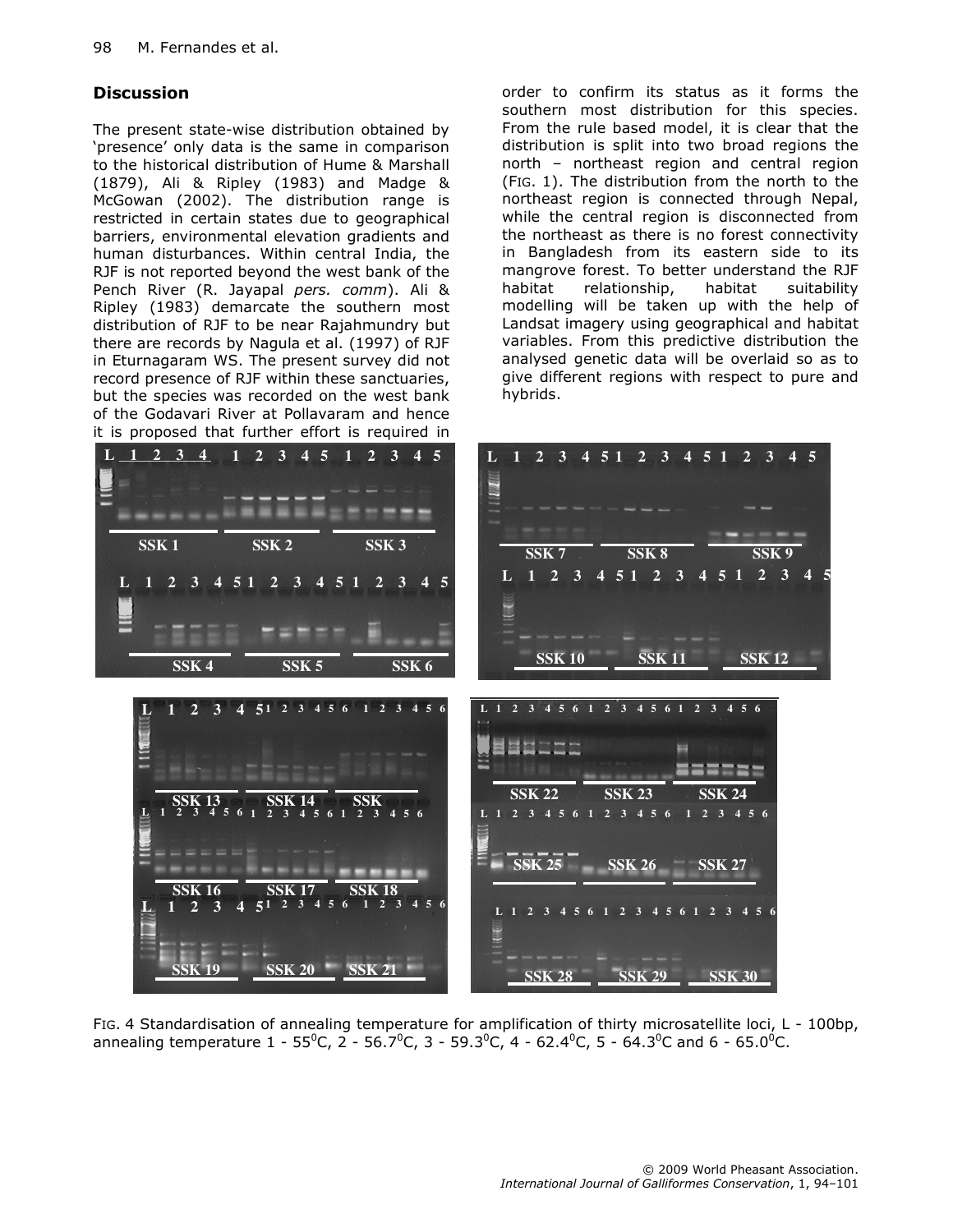## Discussion

The present state-wise distribution obtained by 'presence' only data is the same in comparison to the historical distribution of Hume & Marshall (1879), Ali & Ripley (1983) and Madge & McGowan (2002). The distribution range is restricted in certain states due to geographical barriers, environmental elevation gradients and human disturbances. Within central India, the RJF is not reported beyond the west bank of the Pench River (R. Jayapal *pers. comm*). Ali & Ripley (1983) demarcate the southern most distribution of RJF to be near Rajahmundry but there are records by Nagula et al. (1997) of RJF in Eturnagaram WS. The present survey did not record presence of RJF within these sanctuaries, but the species was recorded on the west bank of the Godavari River at Pollavaram and hence it is proposed that further effort is required in order to confirm its status as it forms the southern most distribution for this species. From the rule based model, it is clear that the distribution is split into two broad regions the north – northeast region and central region (FIG. 1). The distribution from the north to the northeast region is connected through Nepal, while the central region is disconnected from the northeast as there is no forest connectivity in Bangladesh from its eastern side to its mangrove forest. To better understand the RJF habitat relationship, habitat suitability modelling will be taken up with the help of Landsat imagery using geographical and habitat variables. From this predictive distribution the analysed genetic data will be overlaid so as to give different regions with respect to pure and hybrids.

FIG. 4 Standardisation of annealing temperature for amplification of thirty microsatellite loci, L - 100bp, annealing temperature 1 - 55$^0$C, 2 - 56.7$^0$C, 3 - 59.3$^0$C, 4 - 62.4$^0$C, 5 - 64.3$^0$C and 6 - 65.0$^0$C.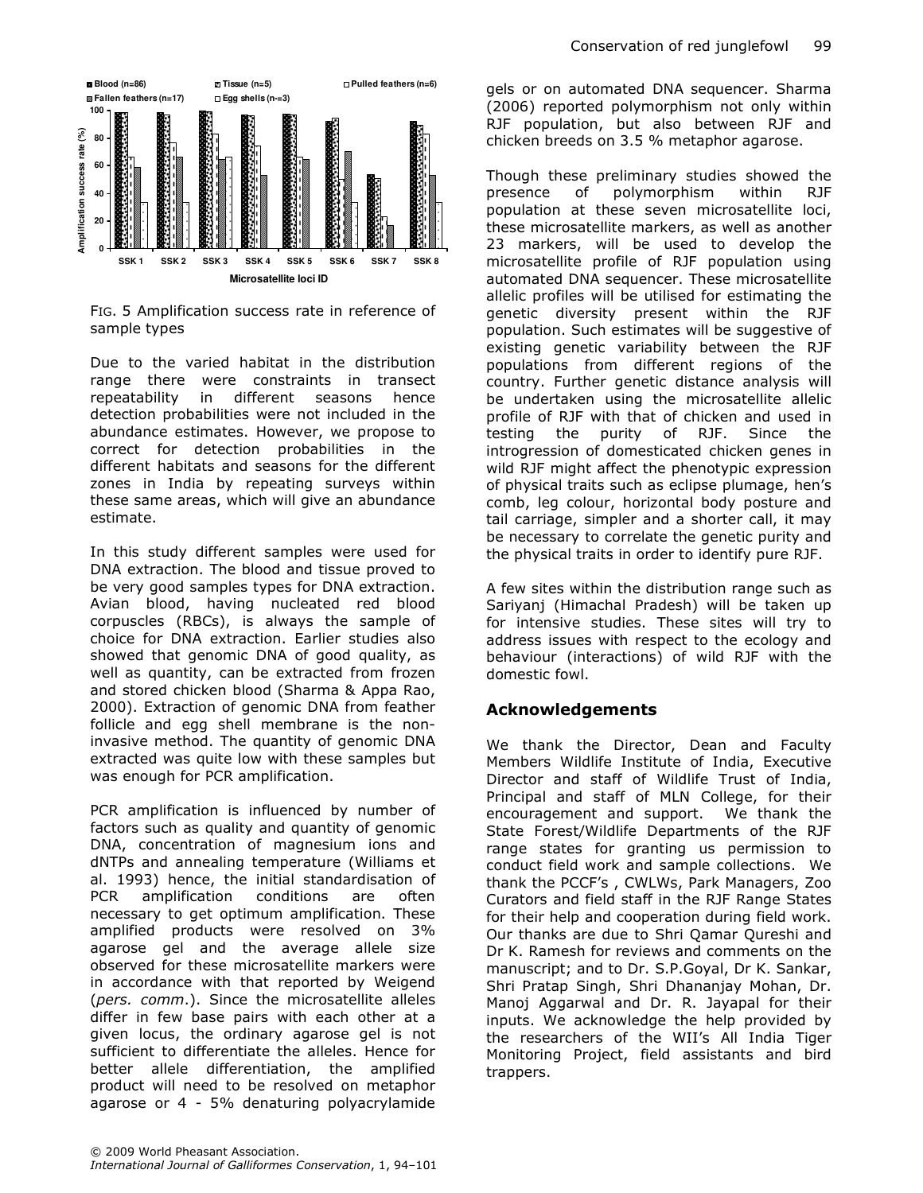FIG. 5 Amplification success rate in reference of sample types

Due to the varied habitat in the distribution range there were constraints in transect repeatability in different seasons hence detection probabilities were not included in the abundance estimates. However, we propose to correct for detection probabilities in the different habitats and seasons for the different zones in India by repeating surveys within these same areas, which will give an abundance estimate.

In this study different samples were used for DNA extraction. The blood and tissue proved to be very good samples types for DNA extraction. Avian blood, having nucleated red blood corpuscles (RBCs), is always the sample of choice for DNA extraction. Earlier studies also showed that genomic DNA of good quality, as well as quantity, can be extracted from frozen and stored chicken blood (Sharma & Appa Rao, 2000). Extraction of genomic DNA from feather follicle and egg shell membrane is the non-invasive method. The quantity of genomic DNA extracted was quite low with these samples but was enough for PCR amplification.

PCR amplification is influenced by number of factors such as quality and quantity of genomic DNA, concentration of magnesium ions and dNTPs and annealing temperature (Williams et al. 1993) hence, the initial standardisation of PCR amplification conditions are often necessary to get optimum amplification. These amplified products were resolved on 3% agarose gel and the average allele size observed for these microsatellite markers were in accordance with that reported by Weigend (*pers. comm*.). Since the microsatellite alleles differ in few base pairs with each other at a given locus, the ordinary agarose gel is not sufficient to differentiate the alleles. Hence for better allele differentiation, the amplified product will need to be resolved on metaphor agarose or 4 - 5% denaturing polyacrylamide gels or on automated DNA sequencer. Sharma (2006) reported polymorphism not only within RJF population, but also between RJF and chicken breeds on 3.5 % metaphor agarose.

Though these preliminary studies showed the presence of polymorphism within RJF population at these seven microsatellite loci, these microsatellite markers, as well as another 23 markers, will be used to develop the microsatellite profile of RJF population using automated DNA sequencer. These microsatellite allelic profiles will be utilised for estimating the genetic diversity present within the RJF population. Such estimates will be suggestive of existing genetic variability between the RJF populations from different regions of the country. Further genetic distance analysis will be undertaken using the microsatellite allelic profile of RJF with that of chicken and used in testing the purity of RJF. Since the introgression of domesticated chicken genes in wild RJF might affect the phenotypic expression of physical traits such as eclipse plumage, hen's comb, leg colour, horizontal body posture and tail carriage, simpler and a shorter call, it may be necessary to correlate the genetic purity and the physical traits in order to identify pure RJF.

A few sites within the distribution range such as Sariyanj (Himachal Pradesh) will be taken up for intensive studies. These sites will try to address issues with respect to the ecology and behaviour (interactions) of wild RJF with the domestic fowl.

## Acknowledgements

We thank the Director, Dean and Faculty Members Wildlife Institute of India, Executive Director and staff of Wildlife Trust of India, Principal and staff of MLN College, for their encouragement and support. We thank the State Forest/Wildlife Departments of the RJF range states for granting us permission to conduct field work and sample collections. We thank the PCCF's , CWLWs, Park Managers, Zoo Curators and field staff in the RJF Range States for their help and cooperation during field work. Our thanks are due to Shri Qamar Qureshi and Dr K. Ramesh for reviews and comments on the manuscript; and to Dr. S.P.Goyal, Dr K. Sankar, Shri Pratap Singh, Shri Dhananjay Mohan, Dr. Manoj Aggarwal and Dr. R. Jayapal for their inputs. We acknowledge the help provided by the researchers of the WII's All India Tiger Monitoring Project, field assistants and bird trappers.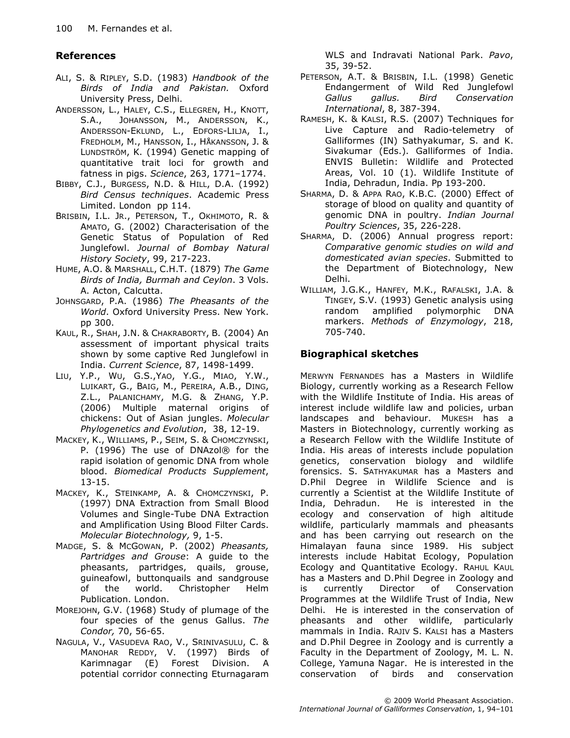## References

ALI, S. & RIPLEY, S.D. (1983) *Handbook of the Birds of India and Pakistan.* Oxford University Press, Delhi.

ANDERSSON, L., HALEY, C.S., ELLEGREN, H., KNOTT, S.A., JOHANSSON, M., ANDERSSON, K., ANDERSSON-EKLUND, L., EDFORS-LILJA, I., FREDHOLM, M., HANSSON, I., HÅKANSSON, J. & LUNDSTRÖM, K. (1994) Genetic mapping of quantitative trait loci for growth and fatness in pigs. *Science*, 263, 1771–1774.

BIBBY, C.J., BURGESS, N.D. & HILL, D.A. (1992) *Bird Census techniques*. Academic Press Limited. London pp 114.

BRISBIN, I.L. JR., PETERSON, T., OKHIMOTO, R. & AMATO, G. (2002) Characterisation of the Genetic Status of Population of Red Junglefowl. *Journal of Bombay Natural History Society*, 99, 217-223.

HUME, A.O. & MARSHALL, C.H.T. (1879) *The Game Birds of India, Burmah and Ceylon*. 3 Vols. A. Acton, Calcutta.

JOHNSGARD, P.A. (1986) *The Pheasants of the World*. Oxford University Press. New York. pp 300.

KAUL, R., SHAH, J.N. & CHAKRABORTY, B. (2004) An assessment of important physical traits shown by some captive Red Junglefowl in India. *Current Science*, 87, 1498-1499.

LIU, Y.P., WU, G.S.,YAO, Y.G., MIAO, Y.W., LUIKART, G., BAIG, M., PEREIRA, A.B., DING, Z.L., PALANICHAMY, M.G. & ZHANG, Y.P. (2006) Multiple maternal origins of chickens: Out of Asian jungles. *Molecular Phylogenetics and Evolution*, 38, 12-19.

MACKEY, K., WILLIAMS, P., SEIM, S. & CHOMCZYNSKI, P. (1996) The use of DNAzol® for the rapid isolation of genomic DNA from whole blood. *Biomedical Products Supplement*, 13-15.

MACKEY, K., STEINKAMP, A. & CHOMCZYNSKI, P. (1997) DNA Extraction from Small Blood Volumes and Single-Tube DNA Extraction and Amplification Using Blood Filter Cards. *Molecular Biotechnology,* 9, 1-5.

MADGE, S. & MCGOWAN, P. (2002) *Pheasants, Partridges and Grouse*: A guide to the pheasants, partridges, quails, grouse, guineafowl, buttonquails and sandgrouse of the world. Christopher Helm Publication. London.

MOREJOHN, G.V. (1968) Study of plumage of the four species of the genus Gallus. *The Condor,* 70, 56-65.

NAGULA, V., VASUDEVA RAO, V., SRINIVASULU, C. & MANOHAR REDDY, V. (1997) Birds of Karimnagar (E) Forest Division. A potential corridor connecting Eturnagaram WLS and Indravati National Park. *Pavo*, 35, 39-52.

PETERSON, A.T. & BRISBIN, I.L. (1998) Genetic Endangerment of Wild Red Junglefowl *Gallus gallus. Bird Conservation International*, 8, 387-394.

RAMESH, K. & KALSI, R.S. (2007) Techniques for Live Capture and Radio-telemetry of Galliformes (IN) Sathyakumar, S. and K. Sivakumar (Eds.). Galliformes of India. ENVIS Bulletin: Wildlife and Protected Areas, Vol. 10 (1). Wildlife Institute of India, Dehradun, India. Pp 193-200.

SHARMA, D. & APPA RAO, K.B.C. (2000) Effect of storage of blood on quality and quantity of genomic DNA in poultry. *Indian Journal Poultry Sciences*, 35, 226-228.

SHARMA, D. (2006) Annual progress report: *Comparative genomic studies on wild and domesticated avian species*. Submitted to the Department of Biotechnology, New Delhi.

WILLIAM, J.G.K., HANFEY, M.K., RAFALSKI, J.A. & TINGEY, S.V. (1993) Genetic analysis using random amplified polymorphic DNA markers. *Methods of Enzymology*, 218, 705-740.

## Biographical sketches

MERWYN FERNANDES has a Masters in Wildlife Biology, currently working as a Research Fellow with the Wildlife Institute of India. His areas of interest include wildlife law and policies, urban landscapes and behaviour. MUKESH has a Masters in Biotechnology, currently working as a Research Fellow with the Wildlife Institute of India. His areas of interests include population genetics, conservation biology and wildlife forensics. S. SATHYAKUMAR has a Masters and D.Phil Degree in Wildlife Science and is currently a Scientist at the Wildlife Institute of India, Dehradun. He is interested in the ecology and conservation of high altitude wildlife, particularly mammals and pheasants and has been carrying out research on the Himalayan fauna since 1989. His subject interests include Habitat Ecology, Population Ecology and Quantitative Ecology. RAHUL KAUL has a Masters and D.Phil Degree in Zoology and is currently Director of Conservation Programmes at the Wildlife Trust of India, New Delhi. He is interested in the conservation of pheasants and other wildlife, particularly mammals in India. RAJIV S. KALSI has a Masters and D.Phil Degree in Zoology and is currently a Faculty in the Department of Zoology, M. L. N. College, Yamuna Nagar. He is interested in the conservation of birds and conservation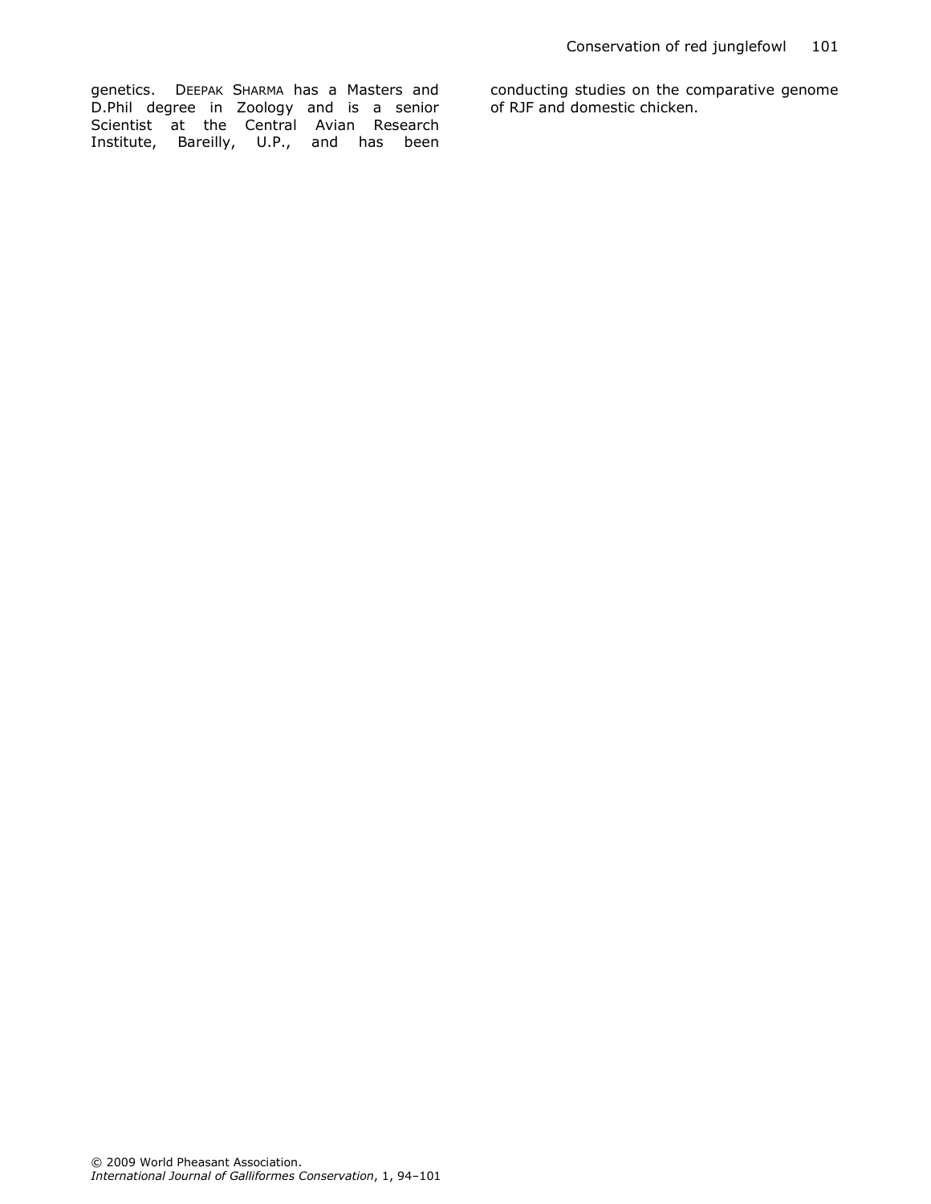genetics. DEEPAK SHARMA has a Masters and D.Phil degree in Zoology and is a senior Scientist at the Central Avian Research Institute, Bareilly, U.P., and has been conducting studies on the comparative genome of RJF and domestic chicken.